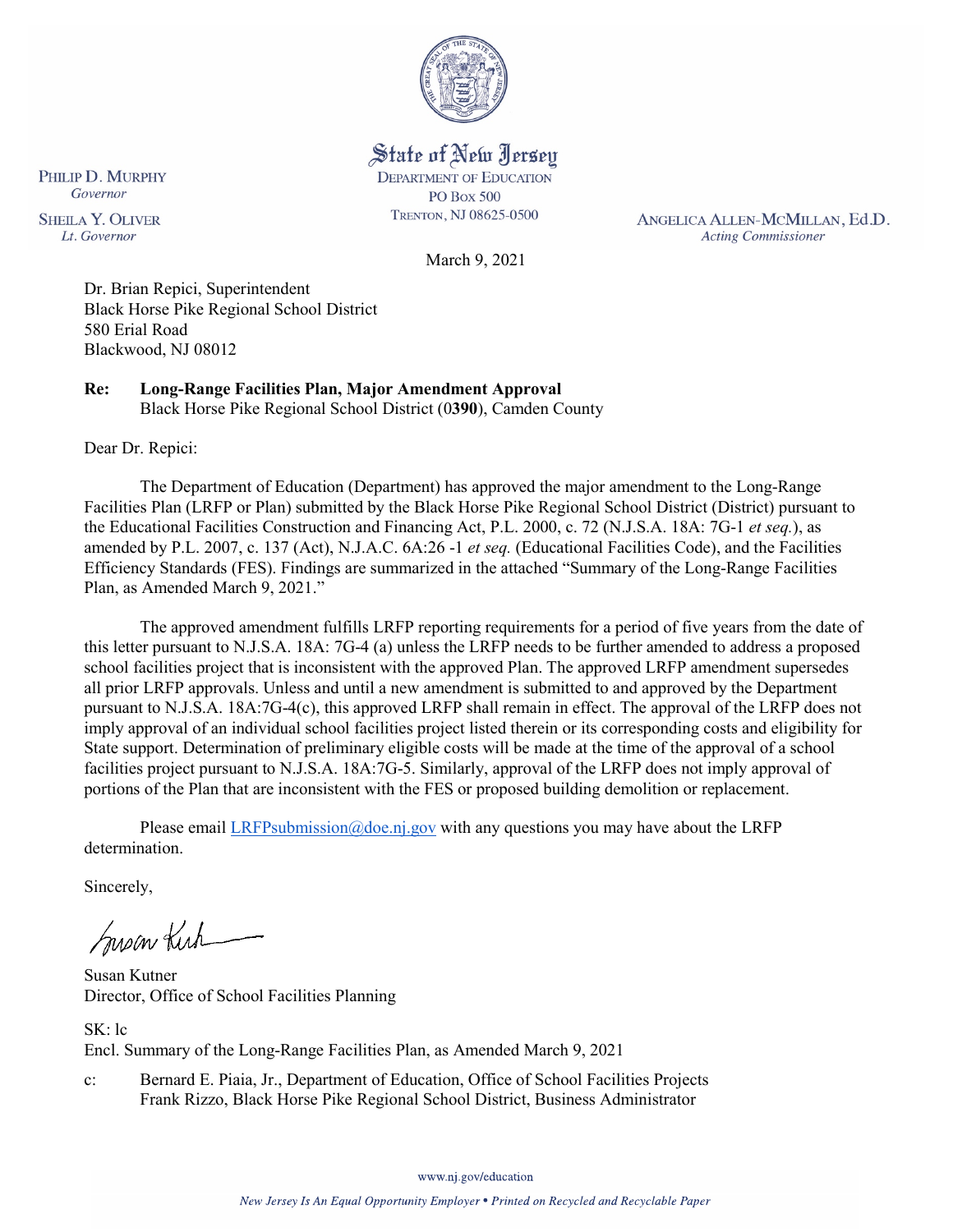State of New Jersey
DEPARTMENT OF EDUCATION
PO Box 500
TRENTON, NJ 08625-0500

PHILIP D. MURPHY
*Governor*

SHEILA Y. OLIVER
*Lt. Governor*

ANGELICA ALLEN-MCMILLAN, Ed.D.
*Acting Commissioner*

March 9, 2021

Dr. Brian Repici, Superintendent
Black Horse Pike Regional School District
580 Erial Road
Blackwood, NJ 08012

**Re: Long-Range Facilities Plan, Major Amendment Approval**
Black Horse Pike Regional School District (0**390**), Camden County

Dear Dr. Repici:

The Department of Education (Department) has approved the major amendment to the Long-Range Facilities Plan (LRFP or Plan) submitted by the Black Horse Pike Regional School District (District) pursuant to the Educational Facilities Construction and Financing Act, P.L. 2000, c. 72 (N.J.S.A. 18A: 7G-1 *et seq.*), as amended by P.L. 2007, c. 137 (Act), N.J.A.C. 6A:26 -1 *et seq.* (Educational Facilities Code), and the Facilities Efficiency Standards (FES). Findings are summarized in the attached "Summary of the Long-Range Facilities Plan, as Amended March 9, 2021."

The approved amendment fulfills LRFP reporting requirements for a period of five years from the date of this letter pursuant to N.J.S.A. 18A: 7G-4 (a) unless the LRFP needs to be further amended to address a proposed school facilities project that is inconsistent with the approved Plan. The approved LRFP amendment supersedes all prior LRFP approvals. Unless and until a new amendment is submitted to and approved by the Department pursuant to N.J.S.A. 18A:7G-4(c), this approved LRFP shall remain in effect. The approval of the LRFP does not imply approval of an individual school facilities project listed therein or its corresponding costs and eligibility for State support. Determination of preliminary eligible costs will be made at the time of the approval of a school facilities project pursuant to N.J.S.A. 18A:7G-5. Similarly, approval of the LRFP does not imply approval of portions of the Plan that are inconsistent with the FES or proposed building demolition or replacement.

Please email LRFPsubmission@doe.nj.gov with any questions you may have about the LRFP determination.

Sincerely,

Susan Kutner
Director, Office of School Facilities Planning

SK: lc
Encl. Summary of the Long-Range Facilities Plan, as Amended March 9, 2021

c: Bernard E. Piaia, Jr., Department of Education, Office of School Facilities Projects
Frank Rizzo, Black Horse Pike Regional School District, Business Administrator

www.nj.gov/education

*New Jersey Is An Equal Opportunity Employer • Printed on Recycled and Recyclable Paper*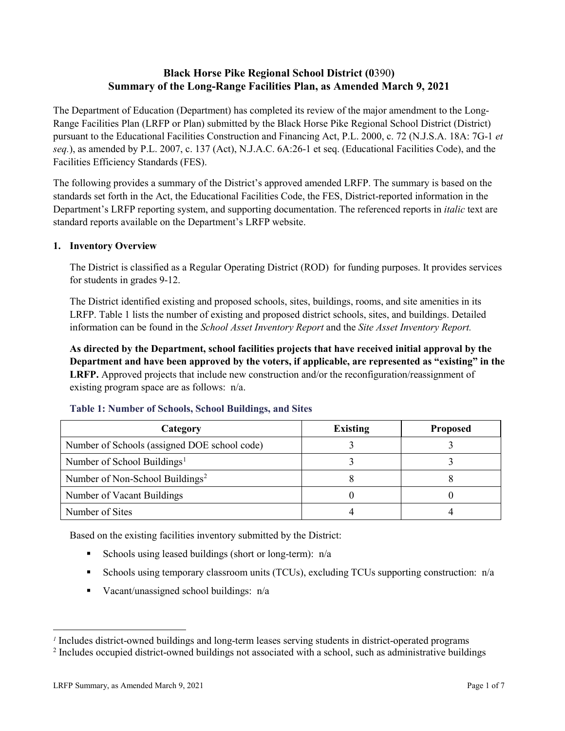# Black Horse Pike Regional School District (0390)
# Summary of the Long-Range Facilities Plan, as Amended March 9, 2021

The Department of Education (Department) has completed its review of the major amendment to the Long-Range Facilities Plan (LRFP or Plan) submitted by the Black Horse Pike Regional School District (District) pursuant to the Educational Facilities Construction and Financing Act, P.L. 2000, c. 72 (N.J.S.A. 18A: 7G-1 *et seq.*), as amended by P.L. 2007, c. 137 (Act), N.J.A.C. 6A:26-1 et seq. (Educational Facilities Code), and the Facilities Efficiency Standards (FES).

The following provides a summary of the District's approved amended LRFP. The summary is based on the standards set forth in the Act, the Educational Facilities Code, the FES, District-reported information in the Department's LRFP reporting system, and supporting documentation. The referenced reports in *italic* text are standard reports available on the Department's LRFP website.

## 1. Inventory Overview

The District is classified as a Regular Operating District (ROD) for funding purposes. It provides services for students in grades 9-12.

The District identified existing and proposed schools, sites, buildings, rooms, and site amenities in its LRFP. Table 1 lists the number of existing and proposed district schools, sites, and buildings. Detailed information can be found in the *School Asset Inventory Report* and the *Site Asset Inventory Report.*

**As directed by the Department, school facilities projects that have received initial approval by the Department and have been approved by the voters, if applicable, are represented as "existing" in the LRFP.** Approved projects that include new construction and/or the reconfiguration/reassignment of existing program space are as follows: n/a.

### Table 1: Number of Schools, School Buildings, and Sites

| Category | Existing | Proposed |
|---|---|---|
| Number of Schools (assigned DOE school code) | 3 | 3 |
| Number of School Buildings[1] | 3 | 3 |
| Number of Non-School Buildings[2] | 8 | 8 |
| Number of Vacant Buildings | 0 | 0 |
| Number of Sites | 4 | 4 |

Based on the existing facilities inventory submitted by the District:

- Schools using leased buildings (short or long-term): n/a
- Schools using temporary classroom units (TCUs), excluding TCUs supporting construction: n/a
- Vacant/unassigned school buildings: n/a

[1] Includes district-owned buildings and long-term leases serving students in district-operated programs
[2] Includes occupied district-owned buildings not associated with a school, such as administrative buildings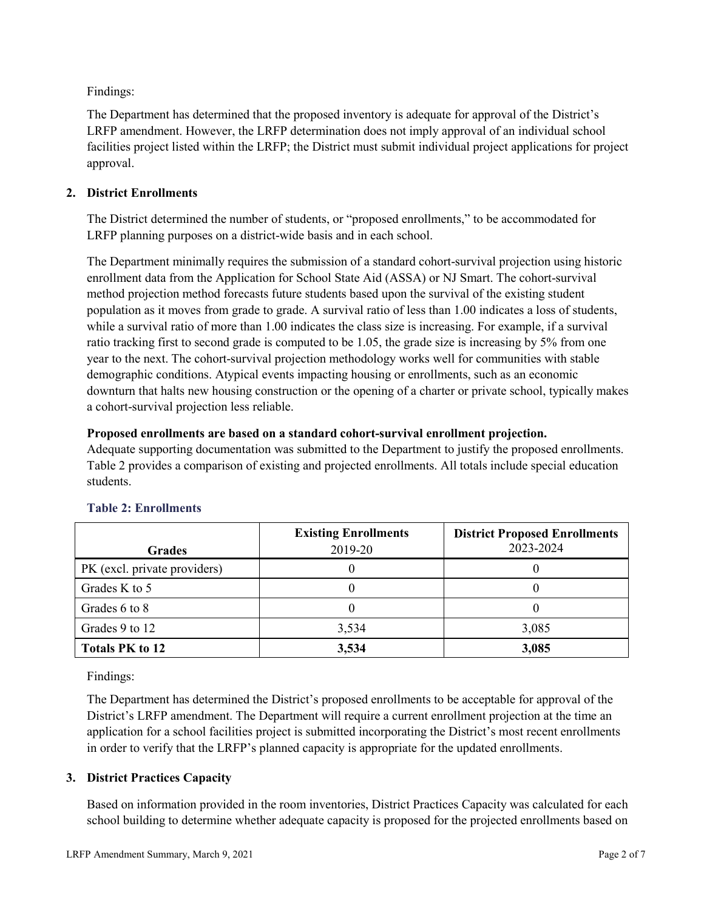Findings:

The Department has determined that the proposed inventory is adequate for approval of the District's LRFP amendment. However, the LRFP determination does not imply approval of an individual school facilities project listed within the LRFP; the District must submit individual project applications for project approval.

## 2. District Enrollments

The District determined the number of students, or "proposed enrollments," to be accommodated for LRFP planning purposes on a district-wide basis and in each school.

The Department minimally requires the submission of a standard cohort-survival projection using historic enrollment data from the Application for School State Aid (ASSA) or NJ Smart. The cohort-survival method projection method forecasts future students based upon the survival of the existing student population as it moves from grade to grade. A survival ratio of less than 1.00 indicates a loss of students, while a survival ratio of more than 1.00 indicates the class size is increasing. For example, if a survival ratio tracking first to second grade is computed to be 1.05, the grade size is increasing by 5% from one year to the next. The cohort-survival projection methodology works well for communities with stable demographic conditions. Atypical events impacting housing or enrollments, such as an economic downturn that halts new housing construction or the opening of a charter or private school, typically makes a cohort-survival projection less reliable.

**Proposed enrollments are based on a standard cohort-survival enrollment projection.**
Adequate supporting documentation was submitted to the Department to justify the proposed enrollments. Table 2 provides a comparison of existing and projected enrollments. All totals include special education students.

### Table 2: Enrollments

| Grades | Existing Enrollments 2019-20 | District Proposed Enrollments 2023-2024 |
|---|---|---|
| PK (excl. private providers) | 0 | 0 |
| Grades K to 5 | 0 | 0 |
| Grades 6 to 8 | 0 | 0 |
| Grades 9 to 12 | 3,534 | 3,085 |
| **Totals PK to 12** | **3,534** | **3,085** |

Findings:

The Department has determined the District's proposed enrollments to be acceptable for approval of the District's LRFP amendment. The Department will require a current enrollment projection at the time an application for a school facilities project is submitted incorporating the District's most recent enrollments in order to verify that the LRFP's planned capacity is appropriate for the updated enrollments.

## 3. District Practices Capacity

Based on information provided in the room inventories, District Practices Capacity was calculated for each school building to determine whether adequate capacity is proposed for the projected enrollments based on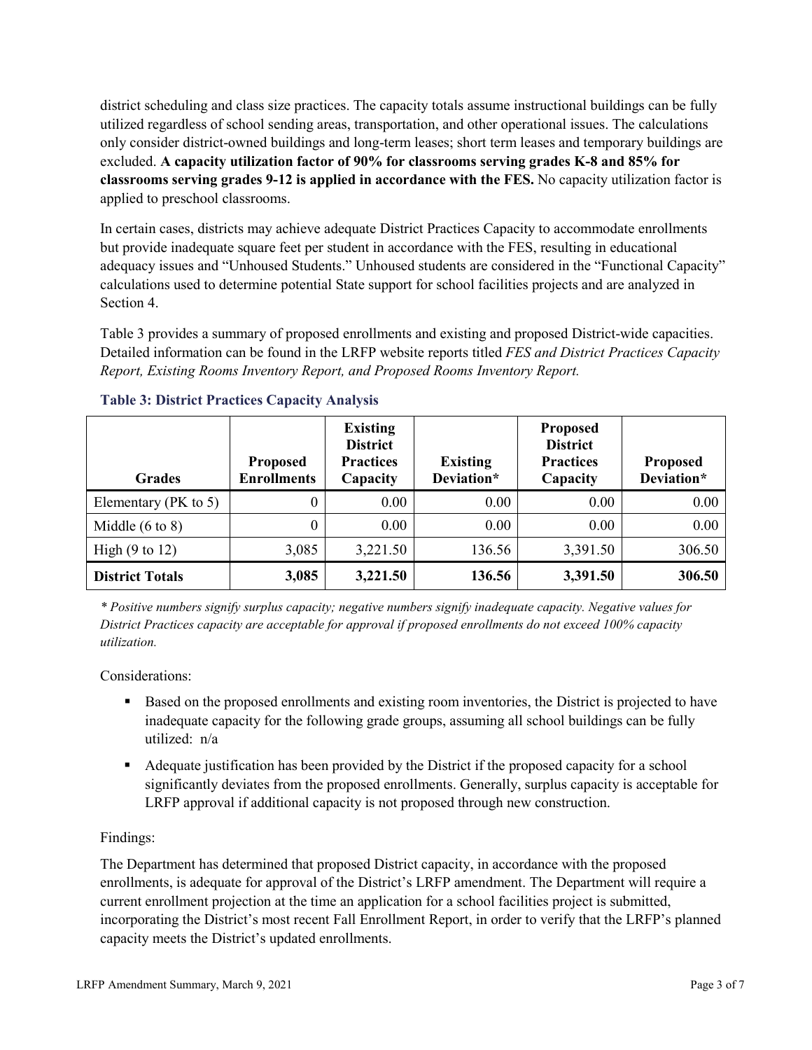district scheduling and class size practices. The capacity totals assume instructional buildings can be fully utilized regardless of school sending areas, transportation, and other operational issues. The calculations only consider district-owned buildings and long-term leases; short term leases and temporary buildings are excluded. **A capacity utilization factor of 90% for classrooms serving grades K-8 and 85% for classrooms serving grades 9-12 is applied in accordance with the FES.** No capacity utilization factor is applied to preschool classrooms.

In certain cases, districts may achieve adequate District Practices Capacity to accommodate enrollments but provide inadequate square feet per student in accordance with the FES, resulting in educational adequacy issues and "Unhoused Students." Unhoused students are considered in the "Functional Capacity" calculations used to determine potential State support for school facilities projects and are analyzed in Section 4.

Table 3 provides a summary of proposed enrollments and existing and proposed District-wide capacities. Detailed information can be found in the LRFP website reports titled *FES and District Practices Capacity Report, Existing Rooms Inventory Report, and Proposed Rooms Inventory Report.*

### Table 3: District Practices Capacity Analysis

| Grades | Proposed Enrollments | Existing District Practices Capacity | Existing Deviation* | Proposed District Practices Capacity | Proposed Deviation* |
|---|---|---|---|---|---|
| Elementary (PK to 5) | 0 | 0.00 | 0.00 | 0.00 | 0.00 |
| Middle (6 to 8) | 0 | 0.00 | 0.00 | 0.00 | 0.00 |
| High (9 to 12) | 3,085 | 3,221.50 | 136.56 | 3,391.50 | 306.50 |
| **District Totals** | **3,085** | **3,221.50** | **136.56** | **3,391.50** | **306.50** |

*\* Positive numbers signify surplus capacity; negative numbers signify inadequate capacity. Negative values for District Practices capacity are acceptable for approval if proposed enrollments do not exceed 100% capacity utilization.*

Considerations:

- Based on the proposed enrollments and existing room inventories, the District is projected to have inadequate capacity for the following grade groups, assuming all school buildings can be fully utilized: n/a
- Adequate justification has been provided by the District if the proposed capacity for a school significantly deviates from the proposed enrollments. Generally, surplus capacity is acceptable for LRFP approval if additional capacity is not proposed through new construction.

Findings:

The Department has determined that proposed District capacity, in accordance with the proposed enrollments, is adequate for approval of the District's LRFP amendment. The Department will require a current enrollment projection at the time an application for a school facilities project is submitted, incorporating the District's most recent Fall Enrollment Report, in order to verify that the LRFP's planned capacity meets the District's updated enrollments.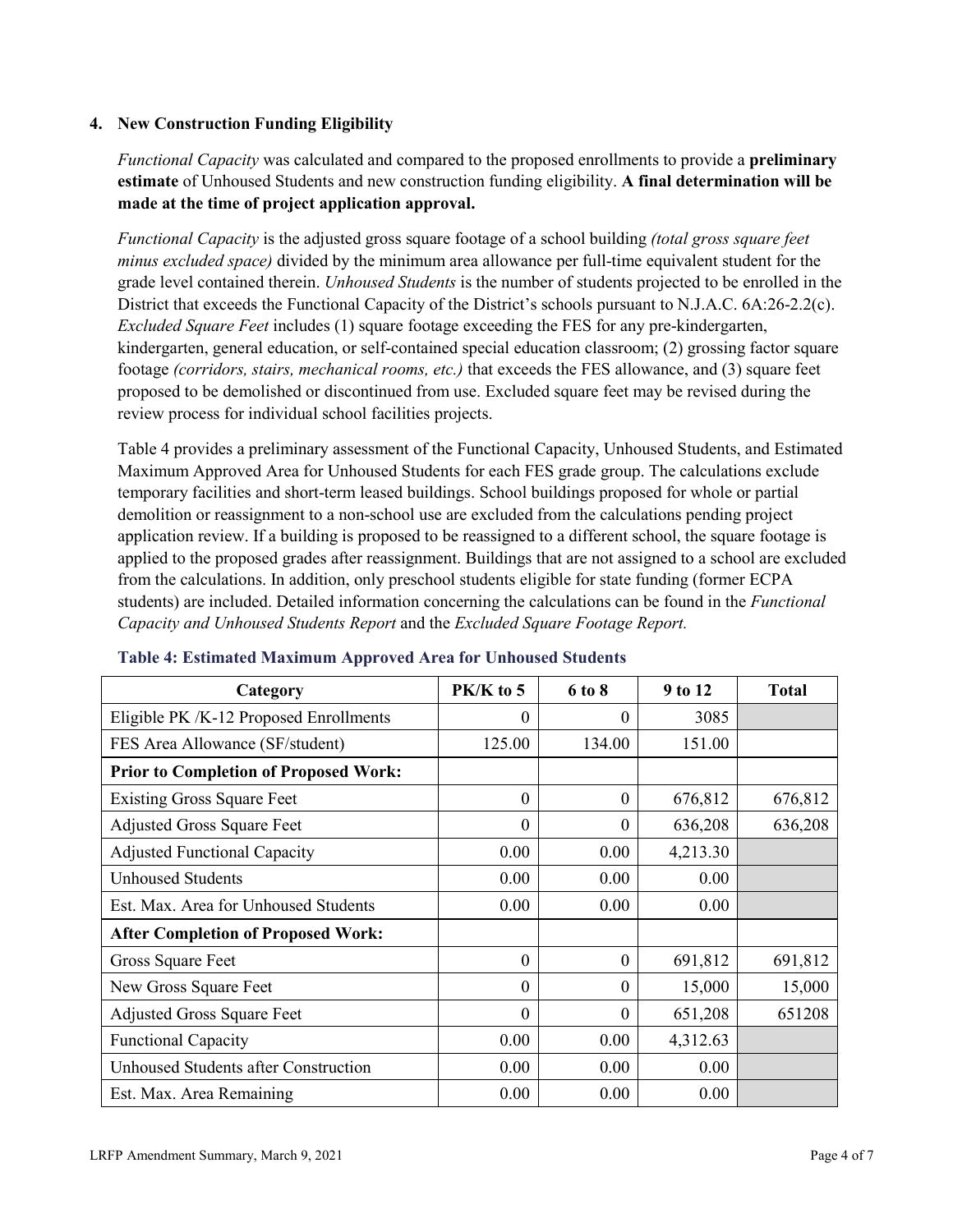### 4. New Construction Funding Eligibility

*Functional Capacity* was calculated and compared to the proposed enrollments to provide a **preliminary estimate** of Unhoused Students and new construction funding eligibility. **A final determination will be made at the time of project application approval.**

*Functional Capacity* is the adjusted gross square footage of a school building *(total gross square feet minus excluded space)* divided by the minimum area allowance per full-time equivalent student for the grade level contained therein. *Unhoused Students* is the number of students projected to be enrolled in the District that exceeds the Functional Capacity of the District's schools pursuant to N.J.A.C. 6A:26-2.2(c). *Excluded Square Feet* includes (1) square footage exceeding the FES for any pre-kindergarten, kindergarten, general education, or self-contained special education classroom; (2) grossing factor square footage *(corridors, stairs, mechanical rooms, etc.)* that exceeds the FES allowance, and (3) square feet proposed to be demolished or discontinued from use. Excluded square feet may be revised during the review process for individual school facilities projects.

Table 4 provides a preliminary assessment of the Functional Capacity, Unhoused Students, and Estimated Maximum Approved Area for Unhoused Students for each FES grade group. The calculations exclude temporary facilities and short-term leased buildings. School buildings proposed for whole or partial demolition or reassignment to a non-school use are excluded from the calculations pending project application review. If a building is proposed to be reassigned to a different school, the square footage is applied to the proposed grades after reassignment. Buildings that are not assigned to a school are excluded from the calculations. In addition, only preschool students eligible for state funding (former ECPA students) are included. Detailed information concerning the calculations can be found in the *Functional Capacity and Unhoused Students Report* and the *Excluded Square Footage Report.*

**Table 4: Estimated Maximum Approved Area for Unhoused Students**

| Category | PK/K to 5 | 6 to 8 | 9 to 12 | Total |
|---|---|---|---|---|
| Eligible PK /K-12 Proposed Enrollments | 0 | 0 | 3085 | |
| FES Area Allowance (SF/student) | 125.00 | 134.00 | 151.00 | |
| **Prior to Completion of Proposed Work:** | | | | |
| Existing Gross Square Feet | 0 | 0 | 676,812 | 676,812 |
| Adjusted Gross Square Feet | 0 | 0 | 636,208 | 636,208 |
| Adjusted Functional Capacity | 0.00 | 0.00 | 4,213.30 | |
| Unhoused Students | 0.00 | 0.00 | 0.00 | |
| Est. Max. Area for Unhoused Students | 0.00 | 0.00 | 0.00 | |
| **After Completion of Proposed Work:** | | | | |
| Gross Square Feet | 0 | 0 | 691,812 | 691,812 |
| New Gross Square Feet | 0 | 0 | 15,000 | 15,000 |
| Adjusted Gross Square Feet | 0 | 0 | 651,208 | 651208 |
| Functional Capacity | 0.00 | 0.00 | 4,312.63 | |
| Unhoused Students after Construction | 0.00 | 0.00 | 0.00 | |
| Est. Max. Area Remaining | 0.00 | 0.00 | 0.00 | |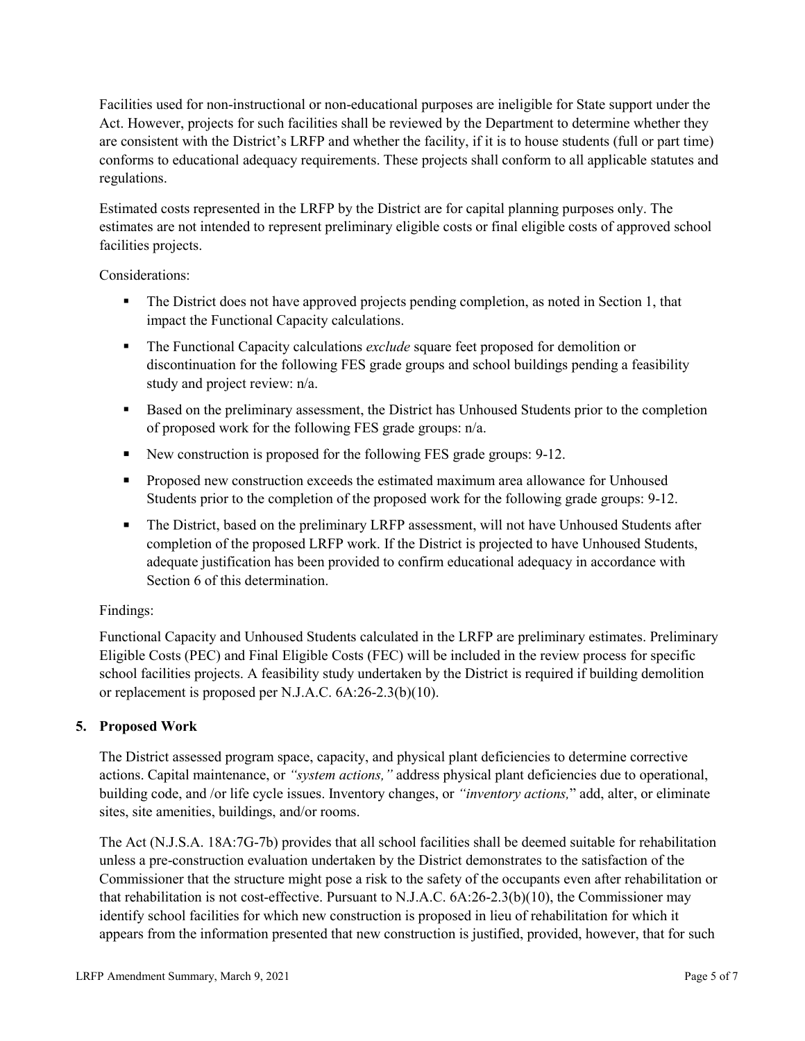Facilities used for non-instructional or non-educational purposes are ineligible for State support under the Act. However, projects for such facilities shall be reviewed by the Department to determine whether they are consistent with the District's LRFP and whether the facility, if it is to house students (full or part time) conforms to educational adequacy requirements. These projects shall conform to all applicable statutes and regulations.

Estimated costs represented in the LRFP by the District are for capital planning purposes only. The estimates are not intended to represent preliminary eligible costs or final eligible costs of approved school facilities projects.

Considerations:

- The District does not have approved projects pending completion, as noted in Section 1, that impact the Functional Capacity calculations.
- The Functional Capacity calculations *exclude* square feet proposed for demolition or discontinuation for the following FES grade groups and school buildings pending a feasibility study and project review: n/a.
- Based on the preliminary assessment, the District has Unhoused Students prior to the completion of proposed work for the following FES grade groups: n/a.
- New construction is proposed for the following FES grade groups: 9-12.
- Proposed new construction exceeds the estimated maximum area allowance for Unhoused Students prior to the completion of the proposed work for the following grade groups: 9-12.
- The District, based on the preliminary LRFP assessment, will not have Unhoused Students after completion of the proposed LRFP work. If the District is projected to have Unhoused Students, adequate justification has been provided to confirm educational adequacy in accordance with Section 6 of this determination.

Findings:

Functional Capacity and Unhoused Students calculated in the LRFP are preliminary estimates. Preliminary Eligible Costs (PEC) and Final Eligible Costs (FEC) will be included in the review process for specific school facilities projects. A feasibility study undertaken by the District is required if building demolition or replacement is proposed per N.J.A.C. 6A:26-2.3(b)(10).

## 5. Proposed Work

The District assessed program space, capacity, and physical plant deficiencies to determine corrective actions. Capital maintenance, or *"system actions,"* address physical plant deficiencies due to operational, building code, and /or life cycle issues. Inventory changes, or *"inventory actions,"* add, alter, or eliminate sites, site amenities, buildings, and/or rooms.

The Act (N.J.S.A. 18A:7G-7b) provides that all school facilities shall be deemed suitable for rehabilitation unless a pre-construction evaluation undertaken by the District demonstrates to the satisfaction of the Commissioner that the structure might pose a risk to the safety of the occupants even after rehabilitation or that rehabilitation is not cost-effective. Pursuant to N.J.A.C. 6A:26-2.3(b)(10), the Commissioner may identify school facilities for which new construction is proposed in lieu of rehabilitation for which it appears from the information presented that new construction is justified, provided, however, that for such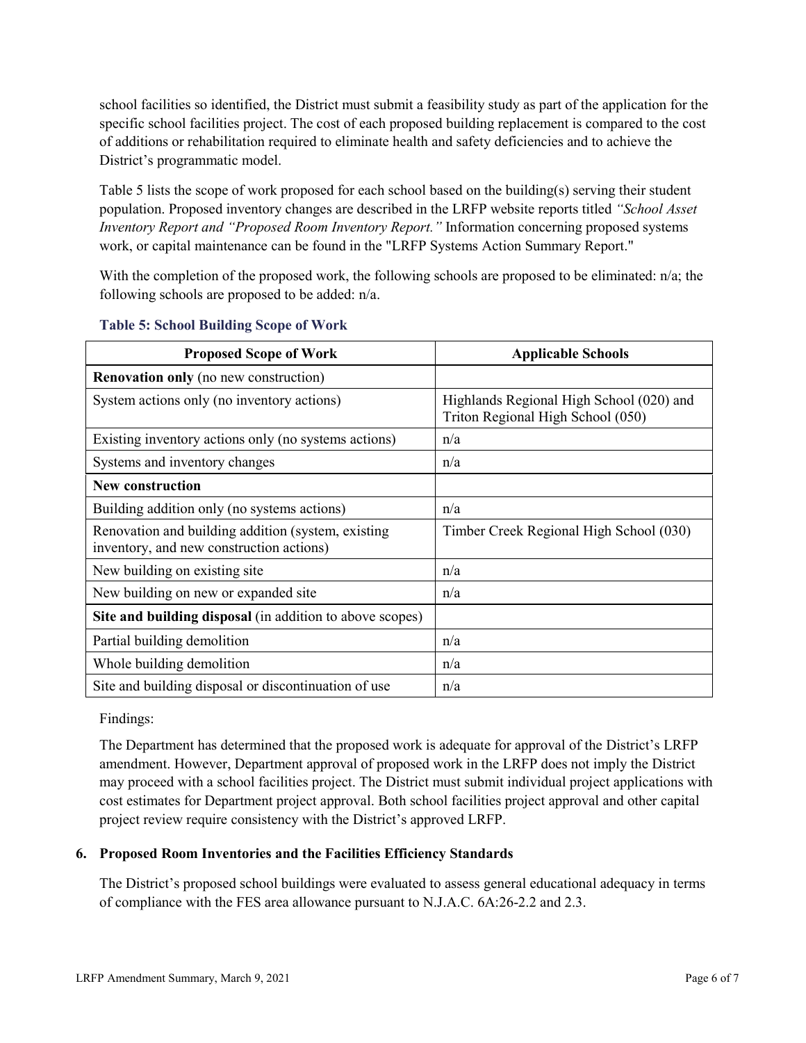school facilities so identified, the District must submit a feasibility study as part of the application for the specific school facilities project. The cost of each proposed building replacement is compared to the cost of additions or rehabilitation required to eliminate health and safety deficiencies and to achieve the District's programmatic model.

Table 5 lists the scope of work proposed for each school based on the building(s) serving their student population. Proposed inventory changes are described in the LRFP website reports titled *"School Asset Inventory Report and "Proposed Room Inventory Report."* Information concerning proposed systems work, or capital maintenance can be found in the "LRFP Systems Action Summary Report."

With the completion of the proposed work, the following schools are proposed to be eliminated: n/a; the following schools are proposed to be added: n/a.

**Table 5: School Building Scope of Work**

| Proposed Scope of Work | Applicable Schools |
|---|---|
| **Renovation only** (no new construction) | |
| System actions only (no inventory actions) | Highlands Regional High School (020) and Triton Regional High School (050) |
| Existing inventory actions only (no systems actions) | n/a |
| Systems and inventory changes | n/a |
| **New construction** | |
| Building addition only (no systems actions) | n/a |
| Renovation and building addition (system, existing inventory, and new construction actions) | Timber Creek Regional High School (030) |
| New building on existing site | n/a |
| New building on new or expanded site | n/a |
| **Site and building disposal** (in addition to above scopes) | |
| Partial building demolition | n/a |
| Whole building demolition | n/a |
| Site and building disposal or discontinuation of use | n/a |

Findings:

The Department has determined that the proposed work is adequate for approval of the District's LRFP amendment. However, Department approval of proposed work in the LRFP does not imply the District may proceed with a school facilities project. The District must submit individual project applications with cost estimates for Department project approval. Both school facilities project approval and other capital project review require consistency with the District's approved LRFP.

### 6. Proposed Room Inventories and the Facilities Efficiency Standards

The District's proposed school buildings were evaluated to assess general educational adequacy in terms of compliance with the FES area allowance pursuant to N.J.A.C. 6A:26-2.2 and 2.3.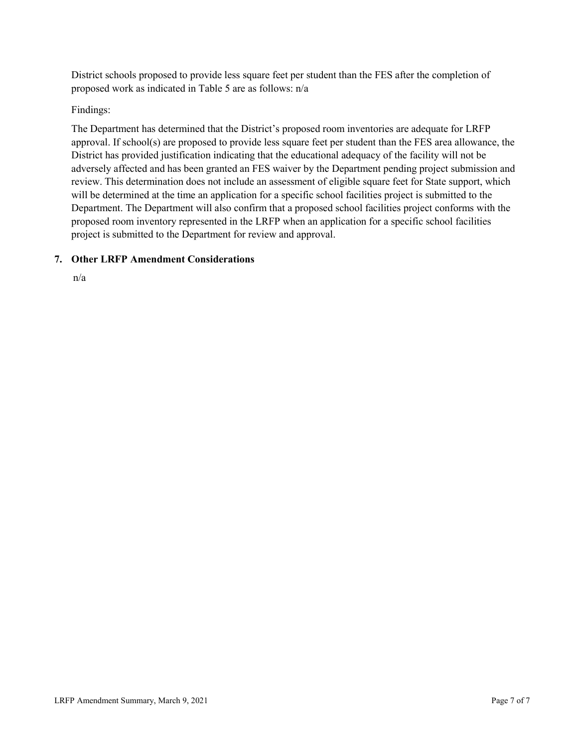District schools proposed to provide less square feet per student than the FES after the completion of proposed work as indicated in Table 5 are as follows: n/a

Findings:

The Department has determined that the District's proposed room inventories are adequate for LRFP approval. If school(s) are proposed to provide less square feet per student than the FES area allowance, the District has provided justification indicating that the educational adequacy of the facility will not be adversely affected and has been granted an FES waiver by the Department pending project submission and review. This determination does not include an assessment of eligible square feet for State support, which will be determined at the time an application for a specific school facilities project is submitted to the Department. The Department will also confirm that a proposed school facilities project conforms with the proposed room inventory represented in the LRFP when an application for a specific school facilities project is submitted to the Department for review and approval.

## 7. Other LRFP Amendment Considerations

n/a